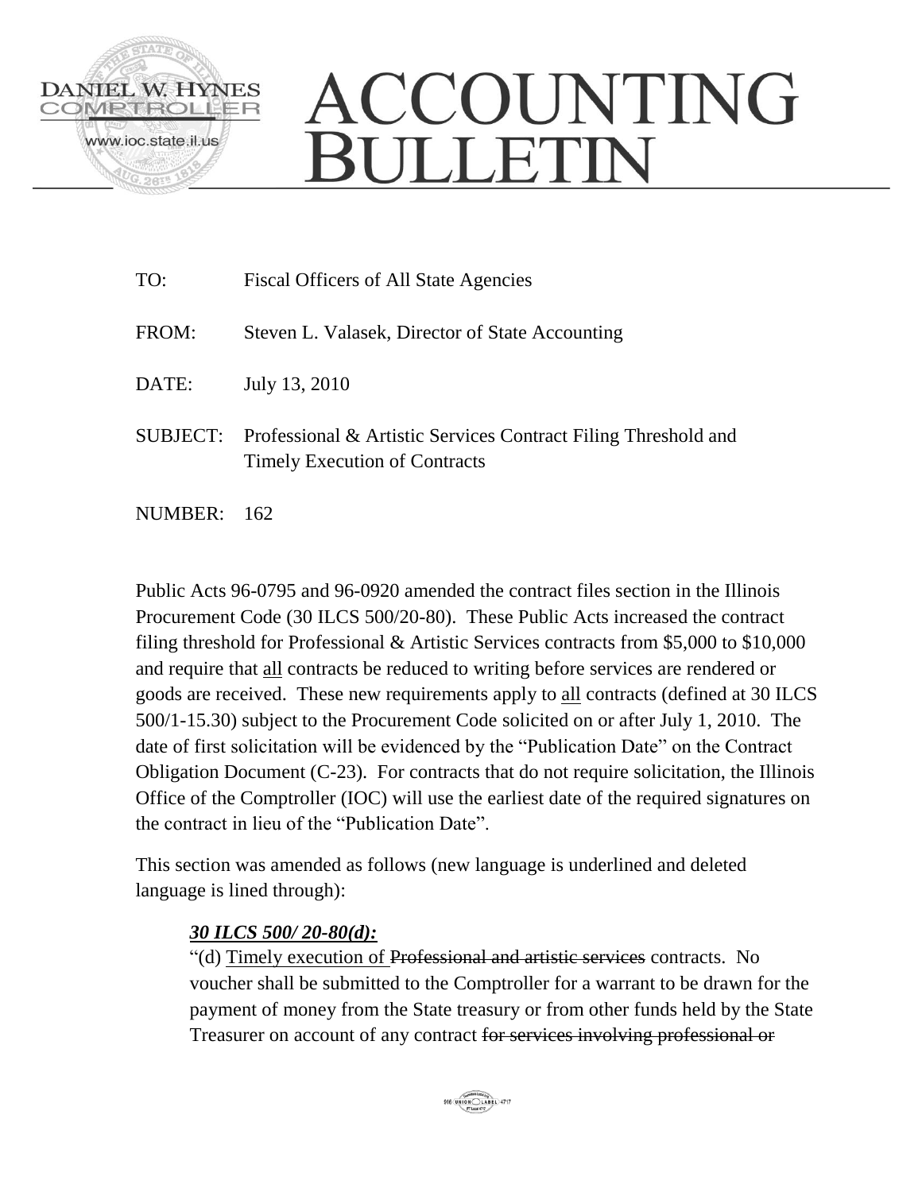DANIEL W. HYNES
COMPTROLLER
www.ioc.state.il.us

# ACCOUNTING BULLETIN

TO: Fiscal Officers of All State Agencies

FROM: Steven L. Valasek, Director of State Accounting

DATE: July 13, 2010

SUBJECT: Professional & Artistic Services Contract Filing Threshold and Timely Execution of Contracts

NUMBER: 162

Public Acts 96-0795 and 96-0920 amended the contract files section in the Illinois Procurement Code (30 ILCS 500/20-80). These Public Acts increased the contract filing threshold for Professional & Artistic Services contracts from \$5,000 to \$10,000 and require that <u>all</u> contracts be reduced to writing before services are rendered or goods are received. These new requirements apply to <u>all</u> contracts (defined at 30 ILCS 500/1-15.30) subject to the Procurement Code solicited on or after July 1, 2010. The date of first solicitation will be evidenced by the "Publication Date" on the Contract Obligation Document (C-23). For contracts that do not require solicitation, the Illinois Office of the Comptroller (IOC) will use the earliest date of the required signatures on the contract in lieu of the "Publication Date".

This section was amended as follows (new language is underlined and deleted language is lined through):

> ***<u>30 ILCS 500/ 20-80(d):</u>***
>
> "(d) <u>Timely execution of</u> ~~Professional and artistic services~~ contracts. No voucher shall be submitted to the Comptroller for a warrant to be drawn for the payment of money from the State treasury or from other funds held by the State Treasurer on account of any contract ~~for services involving professional or~~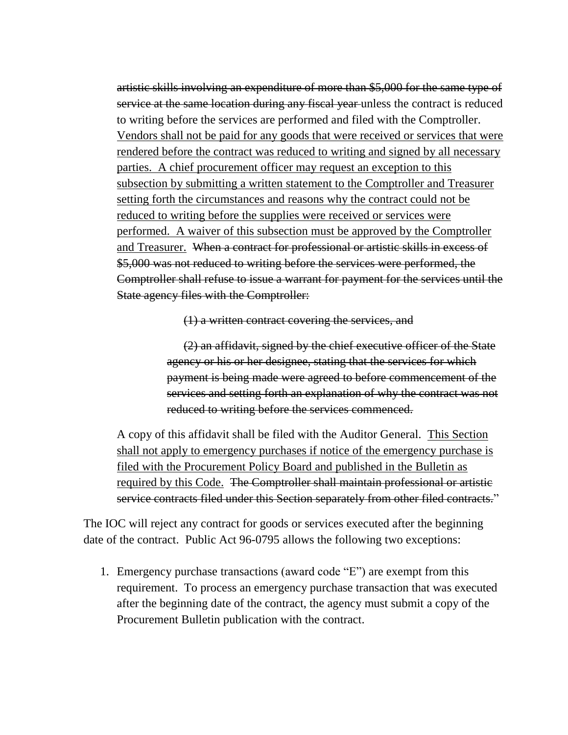~~artistic skills involving an expenditure of more than $5,000 for the same type of service at the same location during any fiscal year~~ unless the contract is reduced to writing before the services are performed and filed with the Comptroller. <u>Vendors shall not be paid for any goods that were received or services that were rendered before the contract was reduced to writing and signed by all necessary parties. A chief procurement officer may request an exception to this subsection by submitting a written statement to the Comptroller and Treasurer setting forth the circumstances and reasons why the contract could not be reduced to writing before the supplies were received or services were performed. A waiver of this subsection must be approved by the Comptroller and Treasurer.</u> ~~When a contract for professional or artistic skills in excess of $5,000 was not reduced to writing before the services were performed, the Comptroller shall refuse to issue a warrant for payment for the services until the State agency files with the Comptroller:~~

> ~~(1) a written contract covering the services, and~~
>
> ~~(2) an affidavit, signed by the chief executive officer of the State agency or his or her designee, stating that the services for which payment is being made were agreed to before commencement of the services and setting forth an explanation of why the contract was not reduced to writing before the services commenced.~~

A copy of this affidavit shall be filed with the Auditor General. <u>This Section shall not apply to emergency purchases if notice of the emergency purchase is filed with the Procurement Policy Board and published in the Bulletin as required by this Code.</u> ~~The Comptroller shall maintain professional or artistic service contracts filed under this Section separately from other filed contracts.~~"

The IOC will reject any contract for goods or services executed after the beginning date of the contract. Public Act 96-0795 allows the following two exceptions:

1. Emergency purchase transactions (award code "E") are exempt from this requirement. To process an emergency purchase transaction that was executed after the beginning date of the contract, the agency must submit a copy of the Procurement Bulletin publication with the contract.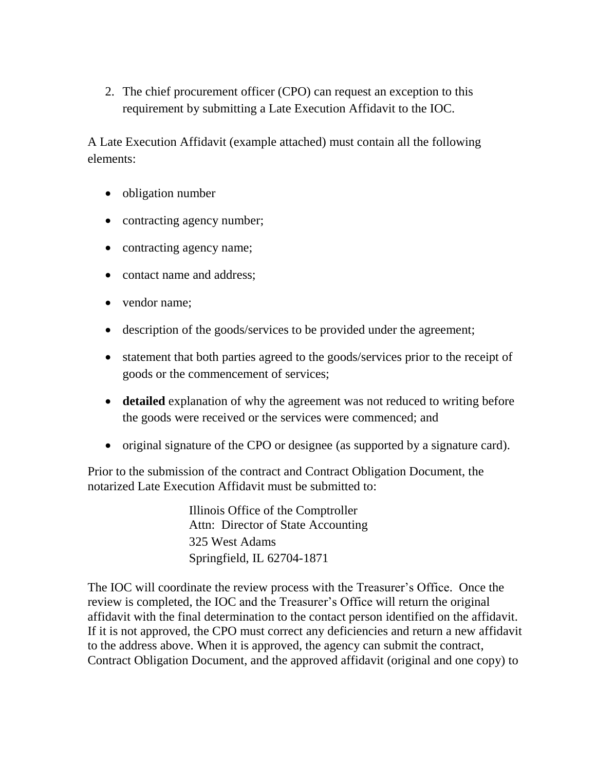2. The chief procurement officer (CPO) can request an exception to this requirement by submitting a Late Execution Affidavit to the IOC.

A Late Execution Affidavit (example attached) must contain all the following elements:

- obligation number
- contracting agency number;
- contracting agency name;
- contact name and address;
- vendor name;
- description of the goods/services to be provided under the agreement;
- statement that both parties agreed to the goods/services prior to the receipt of goods or the commencement of services;
- **detailed** explanation of why the agreement was not reduced to writing before the goods were received or the services were commenced; and
- original signature of the CPO or designee (as supported by a signature card).

Prior to the submission of the contract and Contract Obligation Document, the notarized Late Execution Affidavit must be submitted to:

> Illinois Office of the Comptroller
> Attn: Director of State Accounting
> 325 West Adams
> Springfield, IL 62704-1871

The IOC will coordinate the review process with the Treasurer's Office. Once the review is completed, the IOC and the Treasurer's Office will return the original affidavit with the final determination to the contact person identified on the affidavit. If it is not approved, the CPO must correct any deficiencies and return a new affidavit to the address above. When it is approved, the agency can submit the contract, Contract Obligation Document, and the approved affidavit (original and one copy) to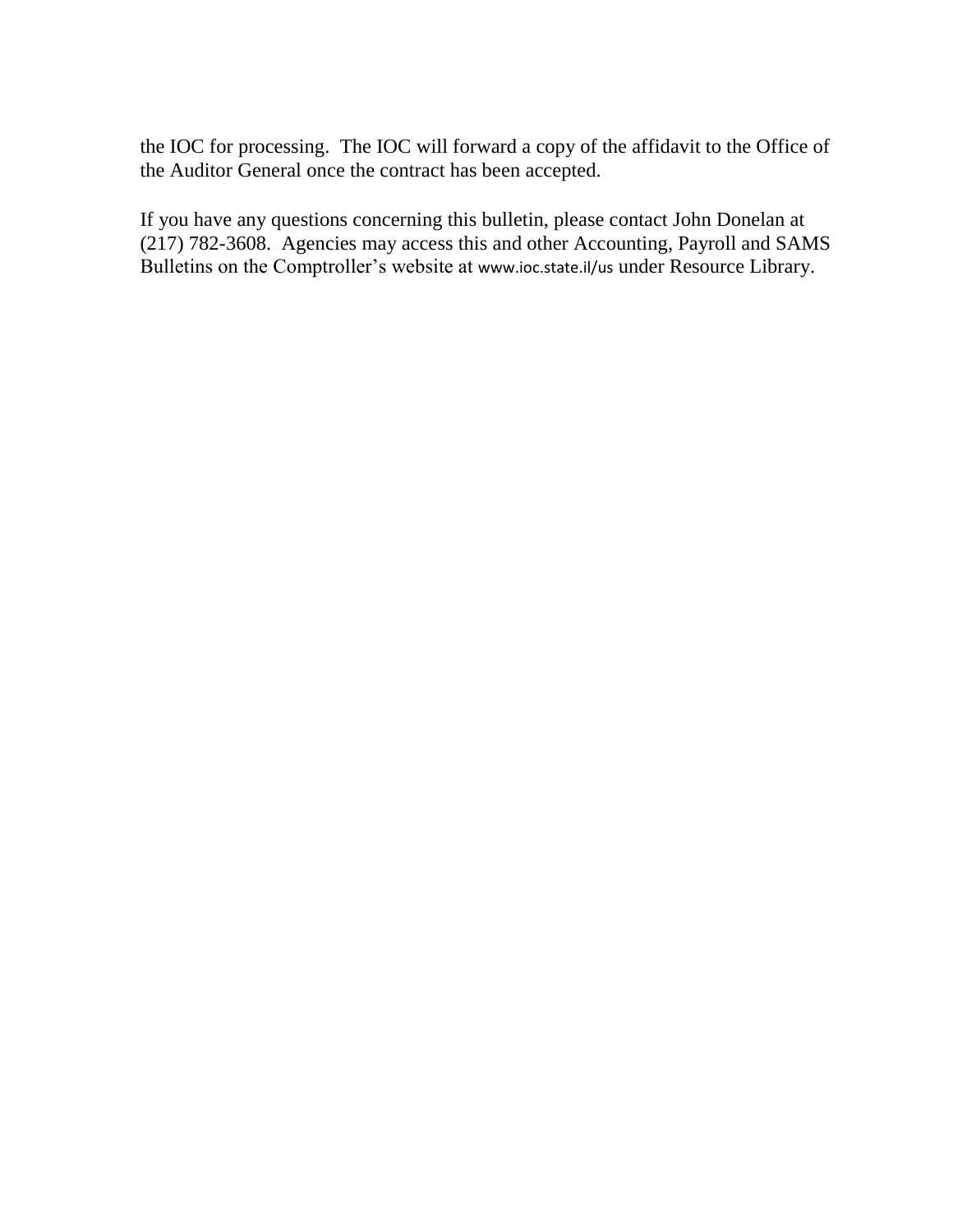the IOC for processing. The IOC will forward a copy of the affidavit to the Office of the Auditor General once the contract has been accepted.

If you have any questions concerning this bulletin, please contact John Donelan at (217) 782-3608. Agencies may access this and other Accounting, Payroll and SAMS Bulletins on the Comptroller's website at www.ioc.state.il/us under Resource Library.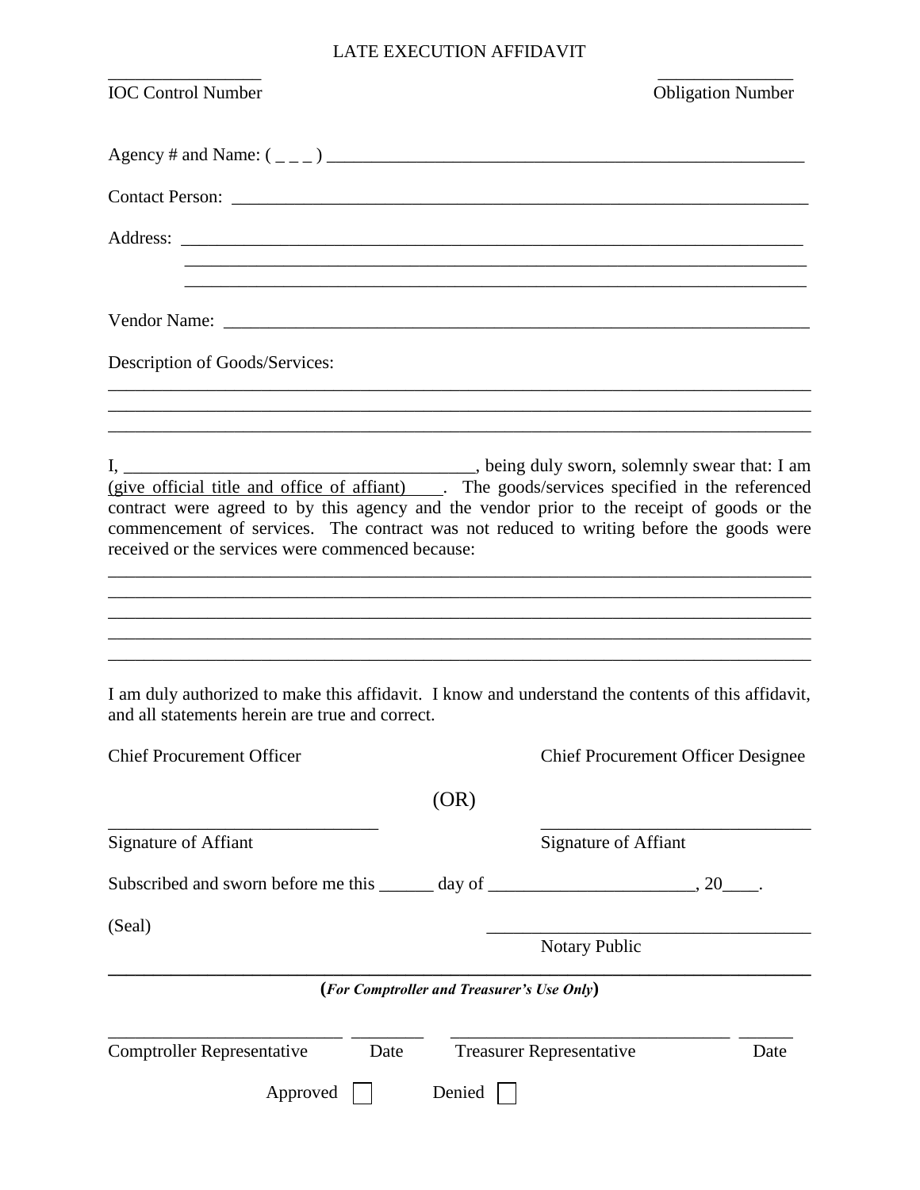# LATE EXECUTION AFFIDAVIT

| | |
|---|---|
| _________________ | _______________ |
| IOC Control Number | Obligation Number |

Agency # and Name: ( _ _ _ ) ______________________________________________________

Contact Person: _________________________________________________________________

Address: _______________________________________________________________________
_______________________________________________________________________
_______________________________________________________________________

Vendor Name: ___________________________________________________________________

Description of Goods/Services:

______________________________________________________________________________
______________________________________________________________________________
______________________________________________________________________________

I, _______________________________________, being duly sworn, solemnly swear that: I am (give official title and office of affiant) ____. The goods/services specified in the referenced contract were agreed to by this agency and the vendor prior to the receipt of goods or the commencement of services. The contract was not reduced to writing before the goods were received or the services were commenced because:

______________________________________________________________________________
______________________________________________________________________________
______________________________________________________________________________
______________________________________________________________________________
______________________________________________________________________________

I am duly authorized to make this affidavit. I know and understand the contents of this affidavit, and all statements herein are true and correct.

| | | |
|---|---|---|
| Chief Procurement Officer | | Chief Procurement Officer Designee |
| | (OR) | |
| ______________________________ | | ______________________________ |
| Signature of Affiant | | Signature of Affiant |

Subscribed and sworn before me this ______ day of ______________________, 20____.

(Seal) ____________________________________
Notary Public

---

(*For Comptroller and Treasurer's Use Only*)

| | | | |
|---|---|---|---|
| __________________________ | ________ | ______________________________ | ______ |
| Comptroller Representative | Date | Treasurer Representative | Date |

Approved ☐ Denied ☐